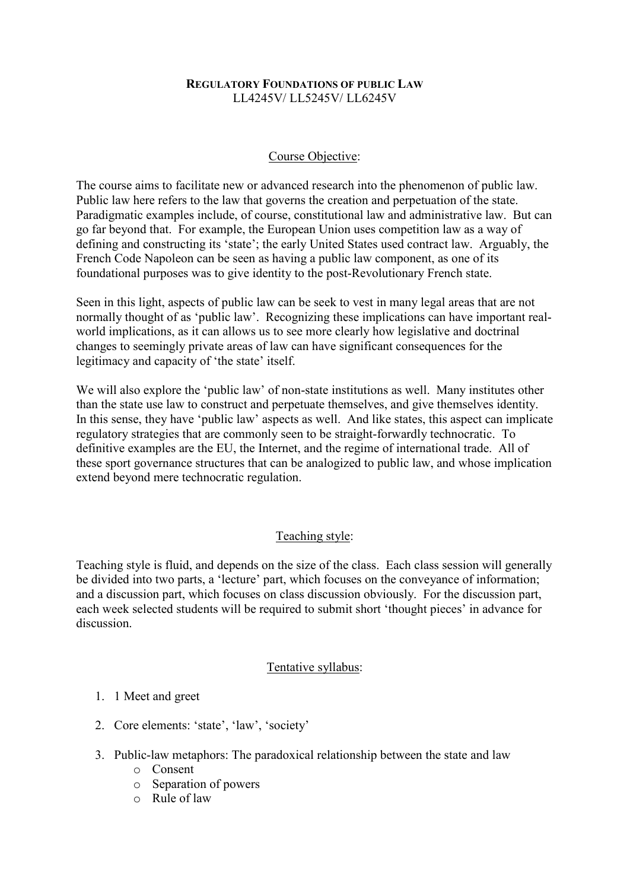**REGULATORY FOUNDATIONS OF PUBLIC LAW**
LL4245V/ LL5245V/ LL6245V

Course Objective:

The course aims to facilitate new or advanced research into the phenomenon of public law. Public law here refers to the law that governs the creation and perpetuation of the state. Paradigmatic examples include, of course, constitutional law and administrative law. But can go far beyond that. For example, the European Union uses competition law as a way of defining and constructing its 'state'; the early United States used contract law. Arguably, the French Code Napoleon can be seen as having a public law component, as one of its foundational purposes was to give identity to the post-Revolutionary French state.

Seen in this light, aspects of public law can be seek to vest in many legal areas that are not normally thought of as 'public law'. Recognizing these implications can have important real-world implications, as it can allows us to see more clearly how legislative and doctrinal changes to seemingly private areas of law can have significant consequences for the legitimacy and capacity of 'the state' itself.

We will also explore the 'public law' of non-state institutions as well. Many institutes other than the state use law to construct and perpetuate themselves, and give themselves identity. In this sense, they have 'public law' aspects as well. And like states, this aspect can implicate regulatory strategies that are commonly seen to be straight-forwardly technocratic. To definitive examples are the EU, the Internet, and the regime of international trade. All of these sport governance structures that can be analogized to public law, and whose implication extend beyond mere technocratic regulation.

Teaching style:

Teaching style is fluid, and depends on the size of the class. Each class session will generally be divided into two parts, a 'lecture' part, which focuses on the conveyance of information; and a discussion part, which focuses on class discussion obviously. For the discussion part, each week selected students will be required to submit short 'thought pieces' in advance for discussion.

Tentative syllabus:

1. 1 Meet and greet
2. Core elements: 'state', 'law', 'society'
3. Public-law metaphors: The paradoxical relationship between the state and law
   - Consent
   - Separation of powers
   - Rule of law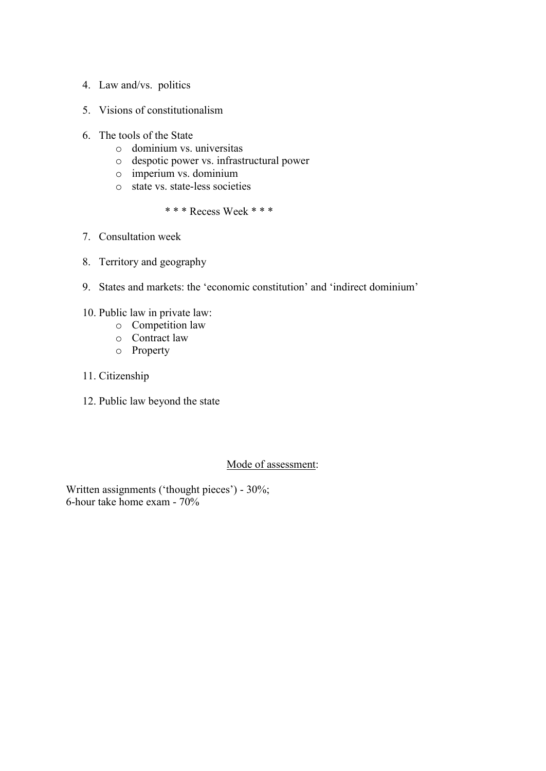4. Law and/vs. politics

5. Visions of constitutionalism

6. The tools of the State
   - dominium vs. universitas
   - despotic power vs. infrastructural power
   - imperium vs. dominium
   - state vs. state-less societies

*** Recess Week ***

7. Consultation week

8. Territory and geography

9. States and markets: the 'economic constitution' and 'indirect dominium'

10. Public law in private law:
    - Competition law
    - Contract law
    - Property

11. Citizenship

12. Public law beyond the state

<u>Mode of assessment</u>:

Written assignments ('thought pieces') - 30%;
6-hour take home exam - 70%